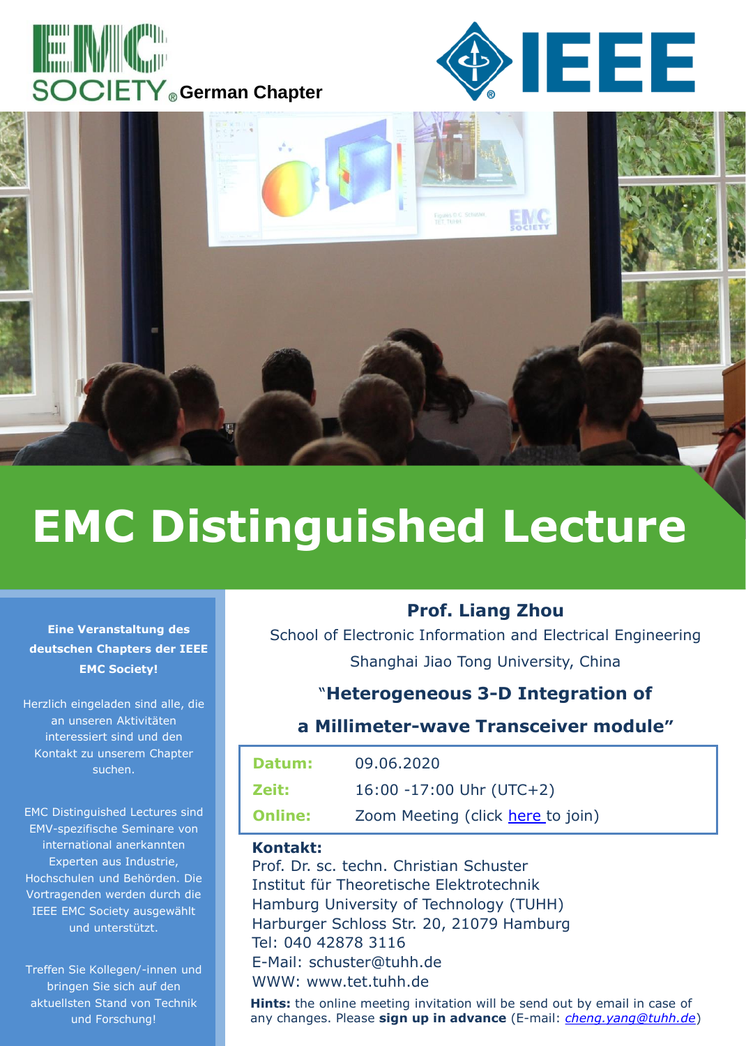EMC SOCIETY German Chapter

IEEE

# EMC Distinguished Lecture

**Eine Veranstaltung des deutschen Chapters der IEEE EMC Society!**

Herzlich eingeladen sind alle, die an unseren Aktivitäten interessiert sind und den Kontakt zu unserem Chapter suchen.

EMC Distinguished Lectures sind EMV-spezifische Seminare von international anerkannten Experten aus Industrie, Hochschulen und Behörden. Die Vortragenden werden durch die IEEE EMC Society ausgewählt und unterstützt.

Treffen Sie Kollegen/-innen und bringen Sie sich auf den aktuellsten Stand von Technik und Forschung!

## Prof. Liang Zhou

School of Electronic Information and Electrical Engineering

Shanghai Jiao Tong University, China

### "Heterogeneous 3-D Integration of a Millimeter-wave Transceiver module"

| | |
|---|---|
| **Datum:** | 09.06.2020 |
| **Zeit:** | 16:00 -17:00 Uhr (UTC+2) |
| **Online:** | Zoom Meeting (click here to join) |

**Kontakt:**
Prof. Dr. sc. techn. Christian Schuster
Institut für Theoretische Elektrotechnik
Hamburg University of Technology (TUHH)
Harburger Schloss Str. 20, 21079 Hamburg
Tel: 040 42878 3116
E-Mail: schuster@tuhh.de
WWW: www.tet.tuhh.de

**Hints:** the online meeting invitation will be send out by email in case of any changes. Please **sign up in advance** (E-mail: *cheng.yang@tuhh.de*)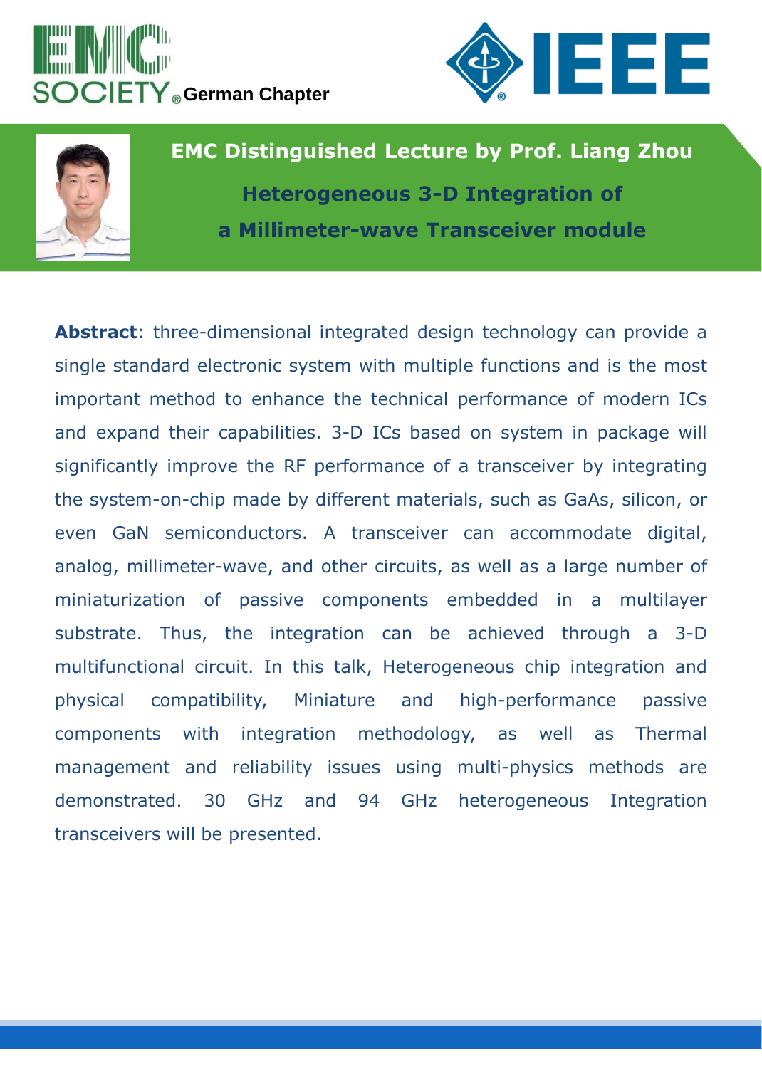EMC SOCIETY German Chapter

IEEE

## EMC Distinguished Lecture by Prof. Liang Zhou

### Heterogeneous 3-D Integration of a Millimeter-wave Transceiver module

**Abstract**: three-dimensional integrated design technology can provide a single standard electronic system with multiple functions and is the most important method to enhance the technical performance of modern ICs and expand their capabilities. 3-D ICs based on system in package will significantly improve the RF performance of a transceiver by integrating the system-on-chip made by different materials, such as GaAs, silicon, or even GaN semiconductors. A transceiver can accommodate digital, analog, millimeter-wave, and other circuits, as well as a large number of miniaturization of passive components embedded in a multilayer substrate. Thus, the integration can be achieved through a 3-D multifunctional circuit. In this talk, Heterogeneous chip integration and physical compatibility, Miniature and high-performance passive components with integration methodology, as well as Thermal management and reliability issues using multi-physics methods are demonstrated. 30 GHz and 94 GHz heterogeneous Integration transceivers will be presented.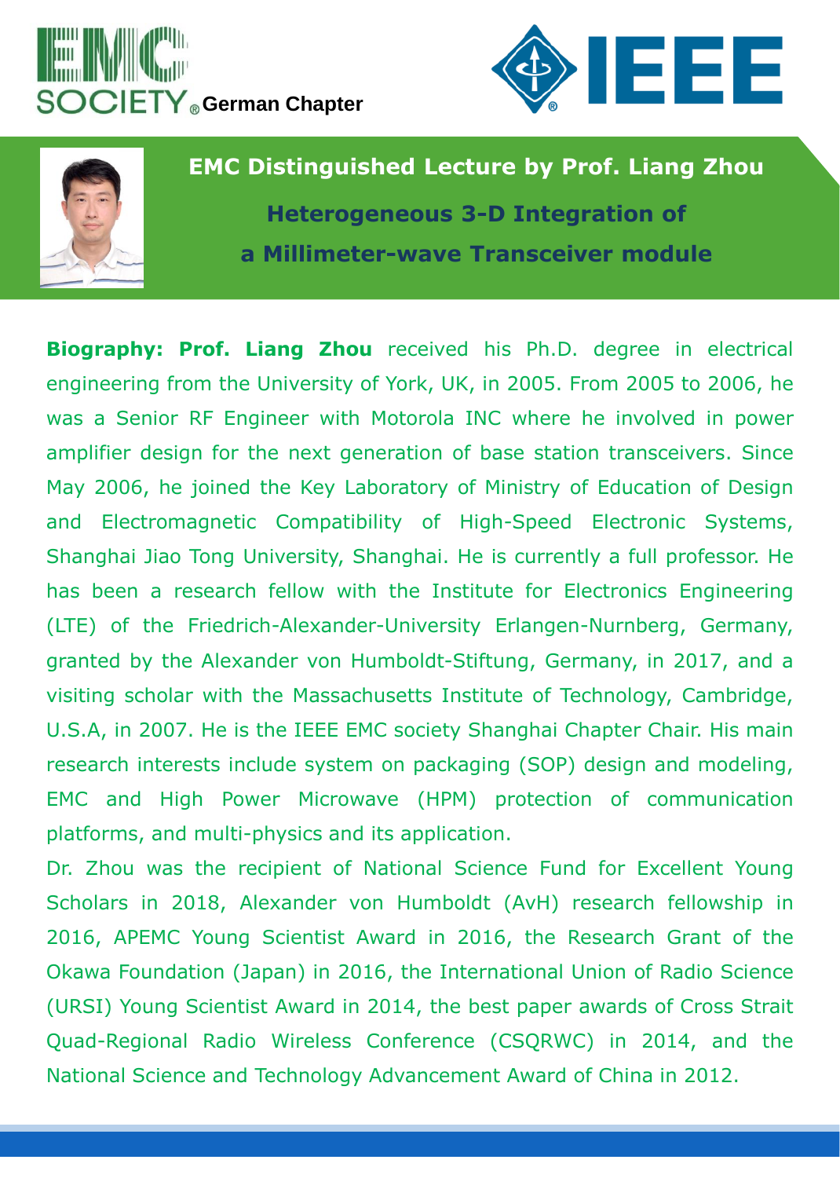EMC SOCIETY® German Chapter

IEEE

## EMC Distinguished Lecture by Prof. Liang Zhou

### Heterogeneous 3-D Integration of a Millimeter-wave Transceiver module

**Biography: Prof. Liang Zhou** received his Ph.D. degree in electrical engineering from the University of York, UK, in 2005. From 2005 to 2006, he was a Senior RF Engineer with Motorola INC where he involved in power amplifier design for the next generation of base station transceivers. Since May 2006, he joined the Key Laboratory of Ministry of Education of Design and Electromagnetic Compatibility of High-Speed Electronic Systems, Shanghai Jiao Tong University, Shanghai. He is currently a full professor. He has been a research fellow with the Institute for Electronics Engineering (LTE) of the Friedrich-Alexander-University Erlangen-Nurnberg, Germany, granted by the Alexander von Humboldt-Stiftung, Germany, in 2017, and a visiting scholar with the Massachusetts Institute of Technology, Cambridge, U.S.A, in 2007. He is the IEEE EMC society Shanghai Chapter Chair. His main research interests include system on packaging (SOP) design and modeling, EMC and High Power Microwave (HPM) protection of communication platforms, and multi-physics and its application.

Dr. Zhou was the recipient of National Science Fund for Excellent Young Scholars in 2018, Alexander von Humboldt (AvH) research fellowship in 2016, APEMC Young Scientist Award in 2016, the Research Grant of the Okawa Foundation (Japan) in 2016, the International Union of Radio Science (URSI) Young Scientist Award in 2014, the best paper awards of Cross Strait Quad-Regional Radio Wireless Conference (CSQRWC) in 2014, and the National Science and Technology Advancement Award of China in 2012.